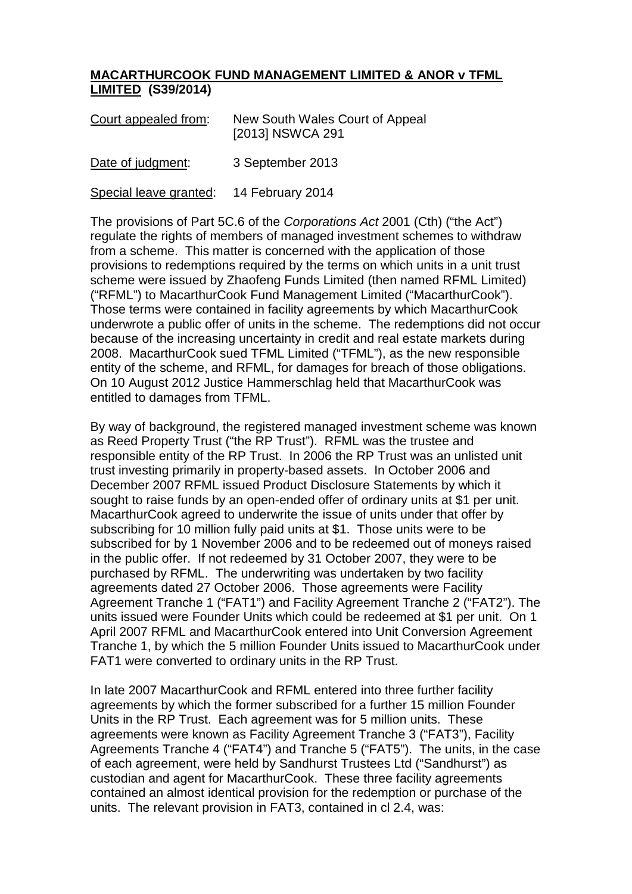**MACARTHURCOOK FUND MANAGEMENT LIMITED & ANOR v TFML LIMITED (S39/2014)**

Court appealed from: New South Wales Court of Appeal [2013] NSWCA 291

Date of judgment: 3 September 2013

Special leave granted: 14 February 2014

The provisions of Part 5C.6 of the *Corporations Act* 2001 (Cth) ("the Act") regulate the rights of members of managed investment schemes to withdraw from a scheme. This matter is concerned with the application of those provisions to redemptions required by the terms on which units in a unit trust scheme were issued by Zhaofeng Funds Limited (then named RFML Limited) ("RFML") to MacarthurCook Fund Management Limited ("MacarthurCook"). Those terms were contained in facility agreements by which MacarthurCook underwrote a public offer of units in the scheme. The redemptions did not occur because of the increasing uncertainty in credit and real estate markets during 2008. MacarthurCook sued TFML Limited ("TFML"), as the new responsible entity of the scheme, and RFML, for damages for breach of those obligations. On 10 August 2012 Justice Hammerschlag held that MacarthurCook was entitled to damages from TFML.

By way of background, the registered managed investment scheme was known as Reed Property Trust ("the RP Trust"). RFML was the trustee and responsible entity of the RP Trust. In 2006 the RP Trust was an unlisted unit trust investing primarily in property-based assets. In October 2006 and December 2007 RFML issued Product Disclosure Statements by which it sought to raise funds by an open-ended offer of ordinary units at $1 per unit. MacarthurCook agreed to underwrite the issue of units under that offer by subscribing for 10 million fully paid units at $1. Those units were to be subscribed for by 1 November 2006 and to be redeemed out of moneys raised in the public offer. If not redeemed by 31 October 2007, they were to be purchased by RFML. The underwriting was undertaken by two facility agreements dated 27 October 2006. Those agreements were Facility Agreement Tranche 1 ("FAT1") and Facility Agreement Tranche 2 ("FAT2"). The units issued were Founder Units which could be redeemed at $1 per unit. On 1 April 2007 RFML and MacarthurCook entered into Unit Conversion Agreement Tranche 1, by which the 5 million Founder Units issued to MacarthurCook under FAT1 were converted to ordinary units in the RP Trust.

In late 2007 MacarthurCook and RFML entered into three further facility agreements by which the former subscribed for a further 15 million Founder Units in the RP Trust. Each agreement was for 5 million units. These agreements were known as Facility Agreement Tranche 3 ("FAT3"), Facility Agreements Tranche 4 ("FAT4") and Tranche 5 ("FAT5"). The units, in the case of each agreement, were held by Sandhurst Trustees Ltd ("Sandhurst") as custodian and agent for MacarthurCook. These three facility agreements contained an almost identical provision for the redemption or purchase of the units. The relevant provision in FAT3, contained in cl 2.4, was: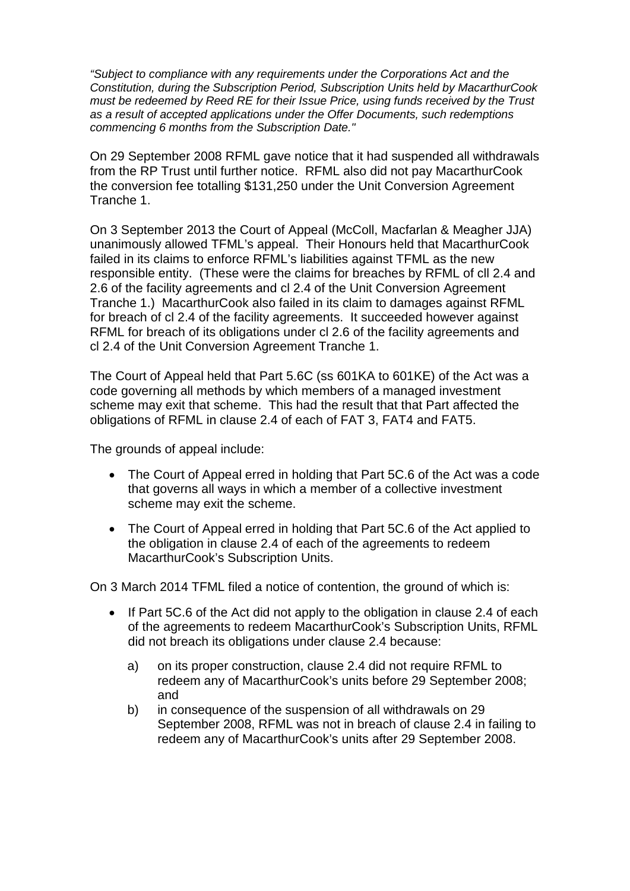*"Subject to compliance with any requirements under the Corporations Act and the Constitution, during the Subscription Period, Subscription Units held by MacarthurCook must be redeemed by Reed RE for their Issue Price, using funds received by the Trust as a result of accepted applications under the Offer Documents, such redemptions commencing 6 months from the Subscription Date."*

On 29 September 2008 RFML gave notice that it had suspended all withdrawals from the RP Trust until further notice. RFML also did not pay MacarthurCook the conversion fee totalling $131,250 under the Unit Conversion Agreement Tranche 1.

On 3 September 2013 the Court of Appeal (McColl, Macfarlan & Meagher JJA) unanimously allowed TFML's appeal. Their Honours held that MacarthurCook failed in its claims to enforce RFML's liabilities against TFML as the new responsible entity. (These were the claims for breaches by RFML of cll 2.4 and 2.6 of the facility agreements and cl 2.4 of the Unit Conversion Agreement Tranche 1.) MacarthurCook also failed in its claim to damages against RFML for breach of cl 2.4 of the facility agreements. It succeeded however against RFML for breach of its obligations under cl 2.6 of the facility agreements and cl 2.4 of the Unit Conversion Agreement Tranche 1.

The Court of Appeal held that Part 5.6C (ss 601KA to 601KE) of the Act was a code governing all methods by which members of a managed investment scheme may exit that scheme. This had the result that that Part affected the obligations of RFML in clause 2.4 of each of FAT 3, FAT4 and FAT5.

The grounds of appeal include:

- The Court of Appeal erred in holding that Part 5C.6 of the Act was a code that governs all ways in which a member of a collective investment scheme may exit the scheme.
- The Court of Appeal erred in holding that Part 5C.6 of the Act applied to the obligation in clause 2.4 of each of the agreements to redeem MacarthurCook's Subscription Units.

On 3 March 2014 TFML filed a notice of contention, the ground of which is:

- If Part 5C.6 of the Act did not apply to the obligation in clause 2.4 of each of the agreements to redeem MacarthurCook's Subscription Units, RFML did not breach its obligations under clause 2.4 because:
  - a) on its proper construction, clause 2.4 did not require RFML to redeem any of MacarthurCook's units before 29 September 2008; and
  - b) in consequence of the suspension of all withdrawals on 29 September 2008, RFML was not in breach of clause 2.4 in failing to redeem any of MacarthurCook's units after 29 September 2008.